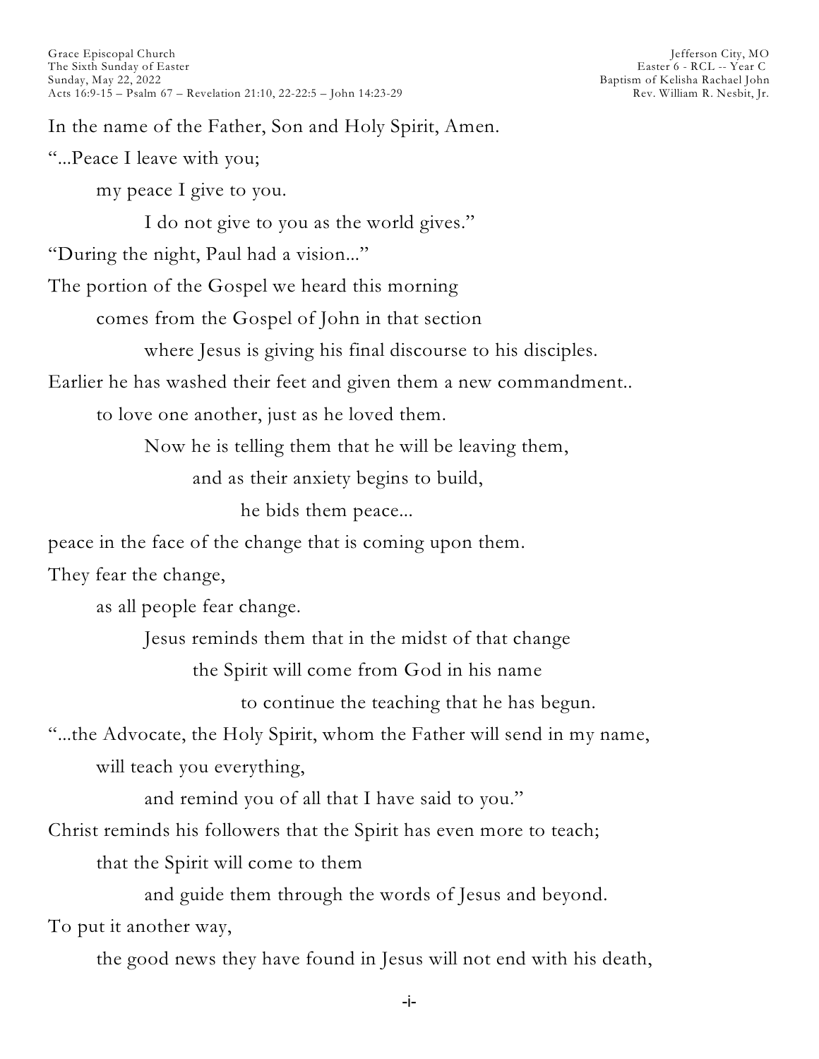Grace Episcopal Church
The Sixth Sunday of Easter
Sunday, May 22, 2022
Acts 16:9-15 – Psalm 67 – Revelation 21:10, 22-22:5 – John 14:23-29

Jefferson City, MO
Easter 6 - RCL -- Year C
Baptism of Kelisha Rachael John
Rev. William R. Nesbit, Jr.

In the name of the Father, Son and Holy Spirit, Amen.

"...Peace I leave with you;
my peace I give to you.
I do not give to you as the world gives."

"During the night, Paul had a vision..."

The portion of the Gospel we heard this morning
comes from the Gospel of John in that section
where Jesus is giving his final discourse to his disciples.

Earlier he has washed their feet and given them a new commandment..
to love one another, just as he loved them.
Now he is telling them that he will be leaving them,
and as their anxiety begins to build,
he bids them peace...

peace in the face of the change that is coming upon them.

They fear the change,
as all people fear change.
Jesus reminds them that in the midst of that change
the Spirit will come from God in his name
to continue the teaching that he has begun.

"...the Advocate, the Holy Spirit, whom the Father will send in my name,
will teach you everything,
and remind you of all that I have said to you."

Christ reminds his followers that the Spirit has even more to teach;
that the Spirit will come to them
and guide them through the words of Jesus and beyond.

To put it another way,
the good news they have found in Jesus will not end with his death,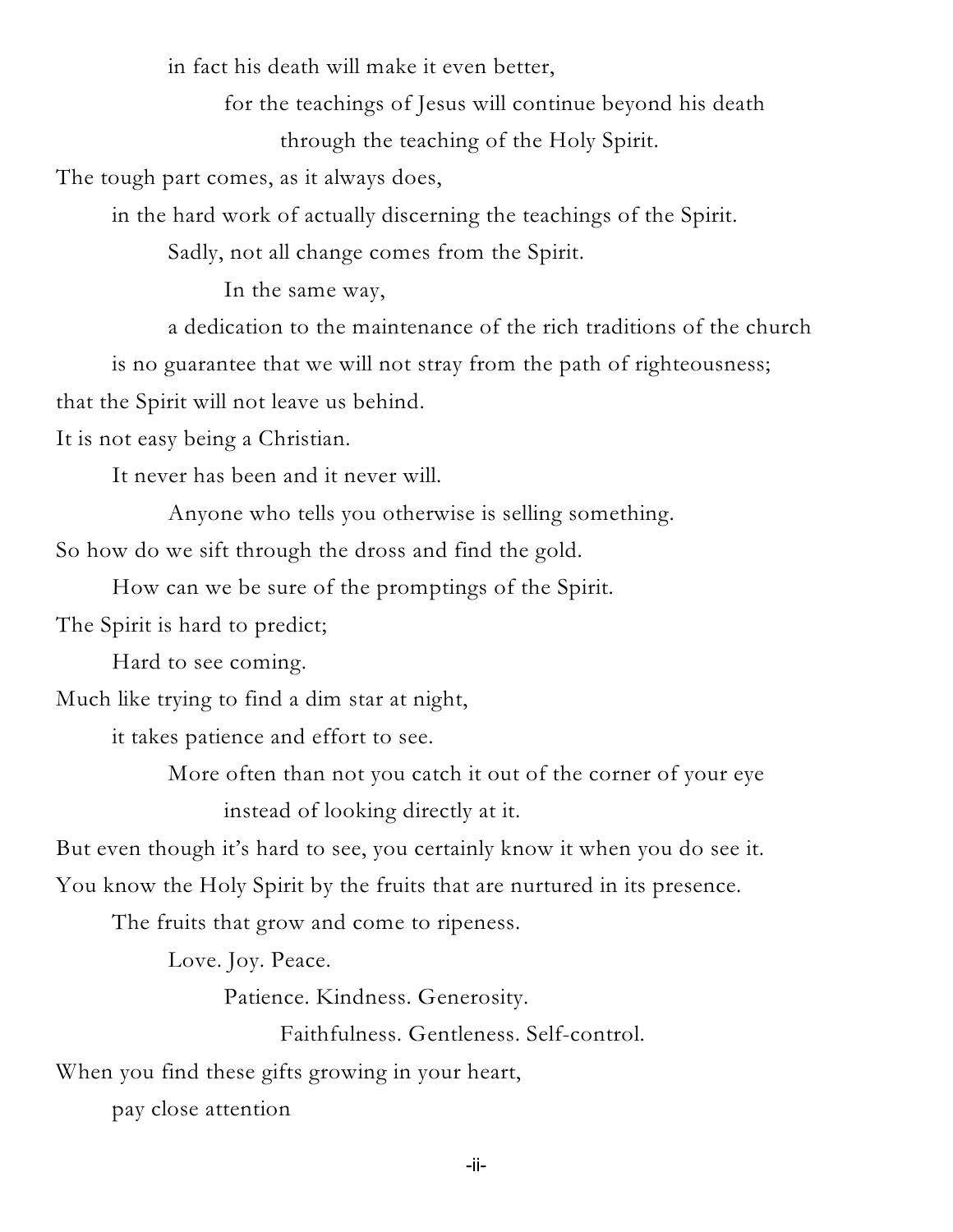in fact his death will make it even better,

for the teachings of Jesus will continue beyond his death

through the teaching of the Holy Spirit.

The tough part comes, as it always does,

in the hard work of actually discerning the teachings of the Spirit.

Sadly, not all change comes from the Spirit.

In the same way,

a dedication to the maintenance of the rich traditions of the church

is no guarantee that we will not stray from the path of righteousness;

that the Spirit will not leave us behind.

It is not easy being a Christian.

It never has been and it never will.

Anyone who tells you otherwise is selling something.

So how do we sift through the dross and find the gold.

How can we be sure of the promptings of the Spirit.

The Spirit is hard to predict;

Hard to see coming.

Much like trying to find a dim star at night,

it takes patience and effort to see.

More often than not you catch it out of the corner of your eye

instead of looking directly at it.

But even though it's hard to see, you certainly know it when you do see it.

You know the Holy Spirit by the fruits that are nurtured in its presence.

The fruits that grow and come to ripeness.

Love. Joy. Peace.

Patience. Kindness. Generosity.

Faithfulness. Gentleness. Self-control.

When you find these gifts growing in your heart,

pay close attention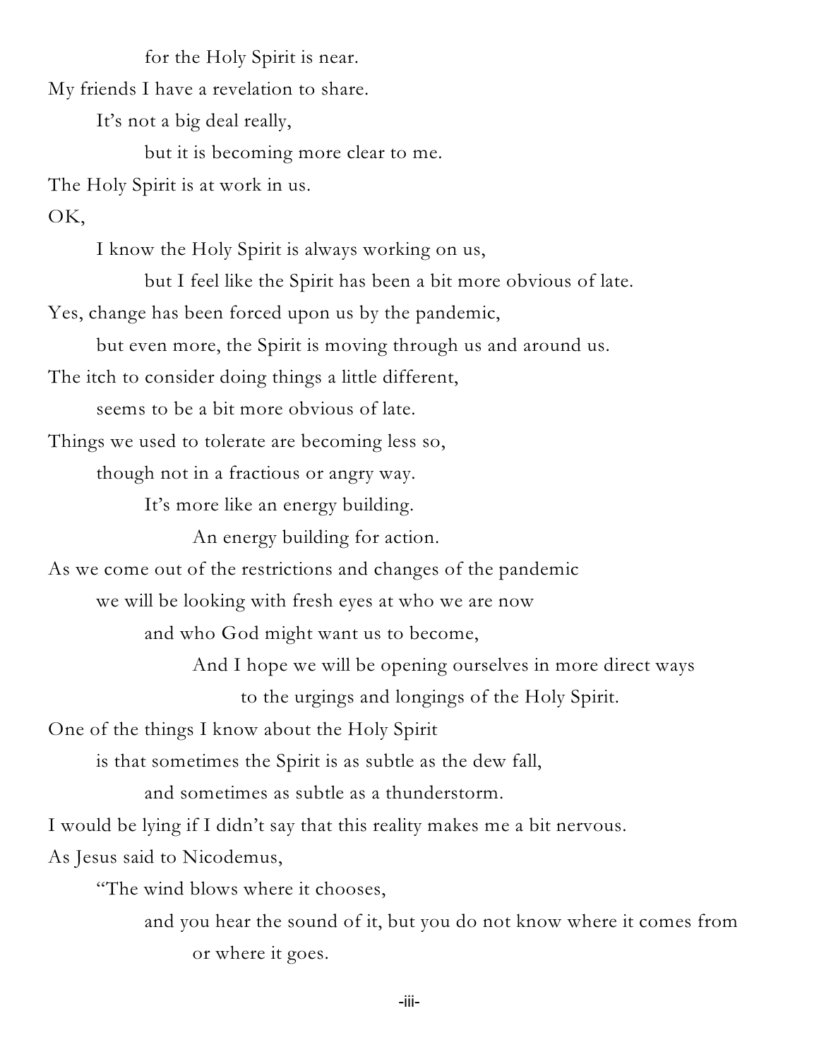for the Holy Spirit is near.

My friends I have a revelation to share.

It's not a big deal really,

but it is becoming more clear to me.

The Holy Spirit is at work in us.

OK,

I know the Holy Spirit is always working on us,

but I feel like the Spirit has been a bit more obvious of late.

Yes, change has been forced upon us by the pandemic,

but even more, the Spirit is moving through us and around us.

The itch to consider doing things a little different,

seems to be a bit more obvious of late.

Things we used to tolerate are becoming less so,

though not in a fractious or angry way.

It's more like an energy building.

An energy building for action.

As we come out of the restrictions and changes of the pandemic

we will be looking with fresh eyes at who we are now

and who God might want us to become,

And I hope we will be opening ourselves in more direct ways

to the urgings and longings of the Holy Spirit.

One of the things I know about the Holy Spirit

is that sometimes the Spirit is as subtle as the dew fall,

and sometimes as subtle as a thunderstorm.

I would be lying if I didn't say that this reality makes me a bit nervous.

As Jesus said to Nicodemus,

"The wind blows where it chooses,

and you hear the sound of it, but you do not know where it comes from

or where it goes.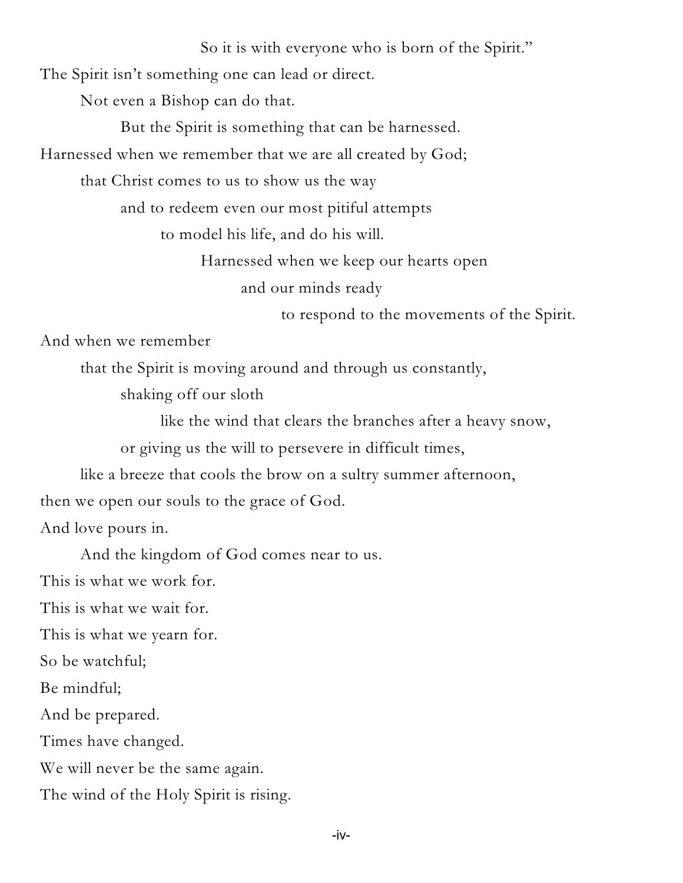So it is with everyone who is born of the Spirit."

The Spirit isn't something one can lead or direct.

Not even a Bishop can do that.

But the Spirit is something that can be harnessed.

Harnessed when we remember that we are all created by God;

that Christ comes to us to show us the way

and to redeem even our most pitiful attempts

to model his life, and do his will.

Harnessed when we keep our hearts open

and our minds ready

to respond to the movements of the Spirit.

And when we remember

that the Spirit is moving around and through us constantly,

shaking off our sloth

like the wind that clears the branches after a heavy snow,

or giving us the will to persevere in difficult times,

like a breeze that cools the brow on a sultry summer afternoon,

then we open our souls to the grace of God.

And love pours in.

And the kingdom of God comes near to us.

This is what we work for.

This is what we wait for.

This is what we yearn for.

So be watchful;

Be mindful;

And be prepared.

Times have changed.

We will never be the same again.

The wind of the Holy Spirit is rising.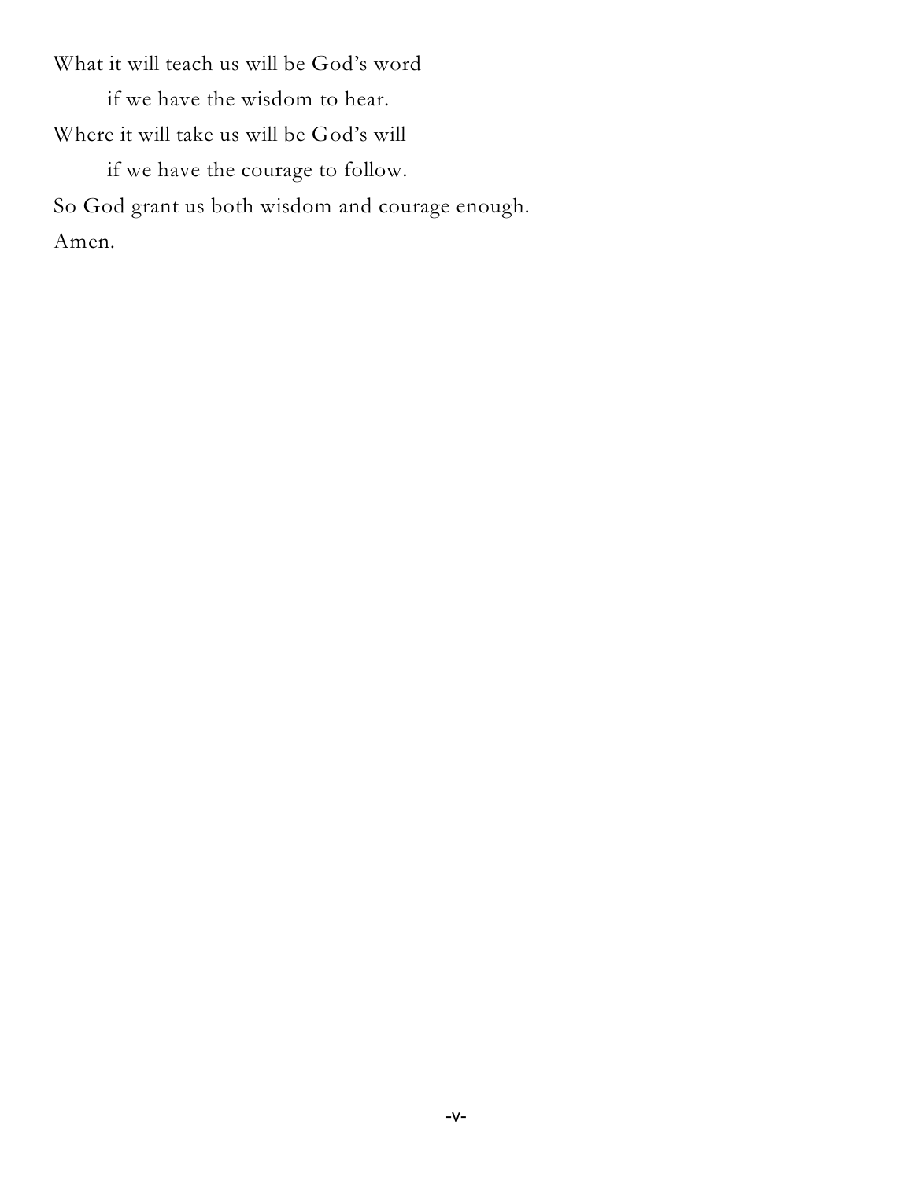What it will teach us will be God's word

if we have the wisdom to hear.

Where it will take us will be God's will

if we have the courage to follow.

So God grant us both wisdom and courage enough.

Amen.